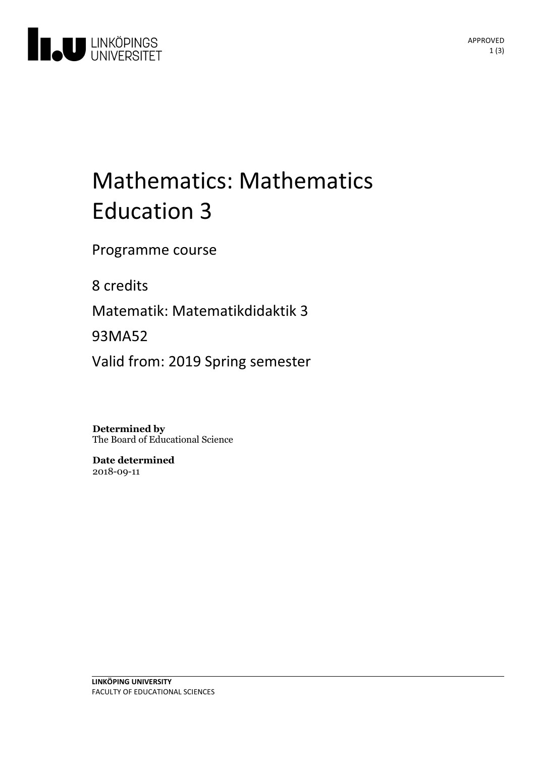# Mathematics: Mathematics Education 3

Programme course

8 credits

Matematik: Matematikdidaktik 3

93MA52

Valid from: 2019 Spring semester

**Determined by**
The Board of Educational Science

**Date determined**
2018-09-11

**LINKÖPING UNIVERSITY**
FACULTY OF EDUCATIONAL SCIENCES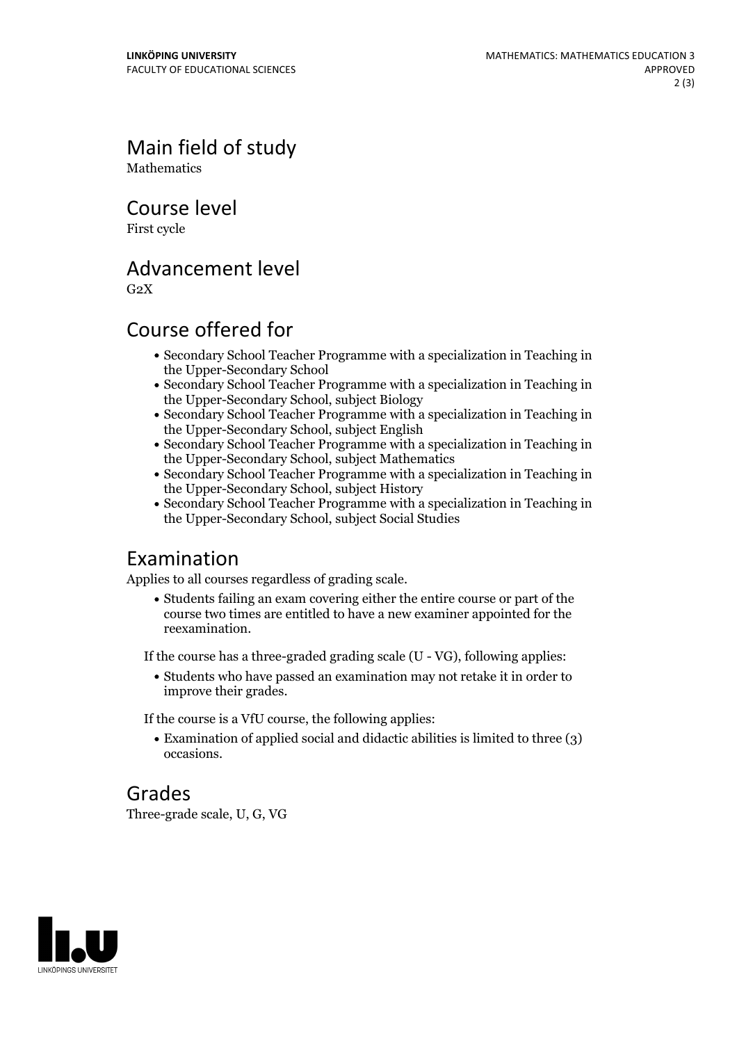## Main field of study

Mathematics

## Course level

First cycle

## Advancement level

G2X

## Course offered for

- Secondary School Teacher Programme with a specialization in Teaching in the Upper-Secondary School
- Secondary School Teacher Programme with a specialization in Teaching in the Upper-Secondary School, subject Biology
- Secondary School Teacher Programme with a specialization in Teaching in the Upper-Secondary School, subject English
- Secondary School Teacher Programme with a specialization in Teaching in the Upper-Secondary School, subject Mathematics
- Secondary School Teacher Programme with a specialization in Teaching in the Upper-Secondary School, subject History
- Secondary School Teacher Programme with a specialization in Teaching in the Upper-Secondary School, subject Social Studies

## Examination

Applies to all courses regardless of grading scale.

- Students failing an exam covering either the entire course or part of the course two times are entitled to have a new examiner appointed for the reexamination.

If the course has a three-graded grading scale (U - VG), following applies:

- Students who have passed an examination may not retake it in order to improve their grades.

If the course is a VfU course, the following applies:

- Examination of applied social and didactic abilities is limited to three (3) occasions.

## Grades

Three-grade scale, U, G, VG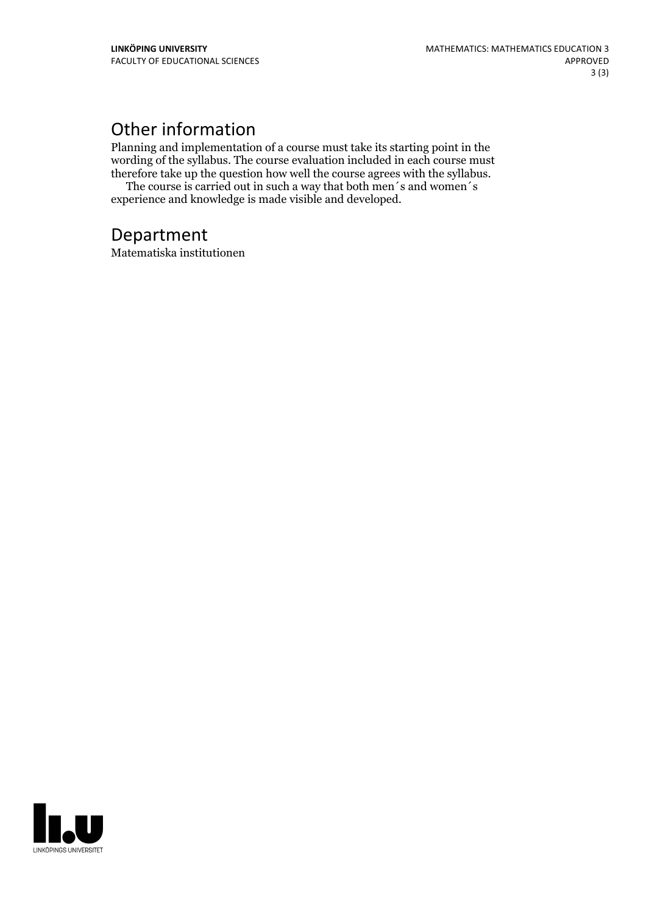## Other information

Planning and implementation of a course must take its starting point in the wording of the syllabus. The course evaluation included in each course must therefore take up the question how well the course agrees with the syllabus.

The course is carried out in such a way that both men´s and women´s experience and knowledge is made visible and developed.

## Department

Matematiska institutionen